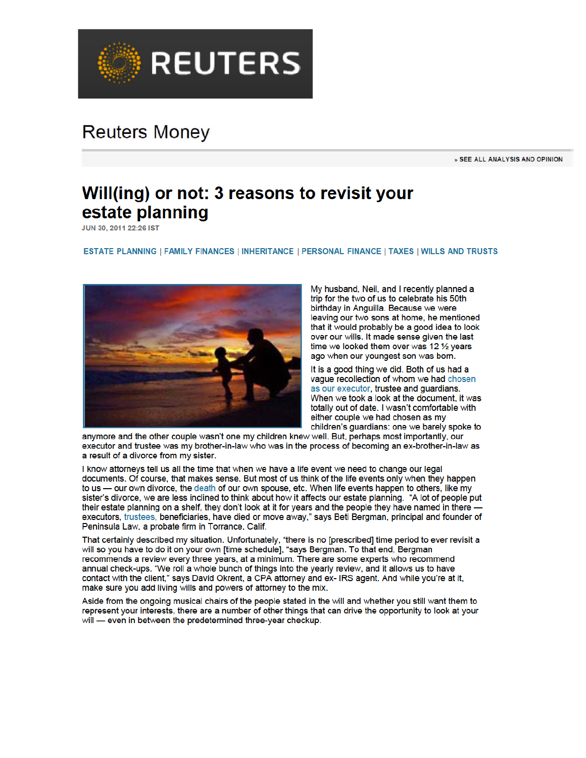REUTERS

Reuters Money

» SEE ALL ANALYSIS AND OPINION

# Will(ing) or not: 3 reasons to revisit your estate planning

JUN 30, 2011 22:26 IST

ESTATE PLANNING | FAMILY FINANCES | INHERITANCE | PERSONAL FINANCE | TAXES | WILLS AND TRUSTS

My husband, Neil, and I recently planned a trip for the two of us to celebrate his 50th birthday in Anguilla. Because we were leaving our two sons at home, he mentioned that it would probably be a good idea to look over our wills. It made sense given the last time we looked them over was 12 ½ years ago when our youngest son was born.

It is a good thing we did. Both of us had a vague recollection of whom we had chosen as our executor, trustee and guardians. When we took a look at the document, it was totally out of date. I wasn't comfortable with either couple we had chosen as my children's guardians: one we barely spoke to anymore and the other couple wasn't one my children knew well. But, perhaps most importantly, our executor and trustee was my brother-in-law who was in the process of becoming an ex-brother-in-law as a result of a divorce from my sister.

I know attorneys tell us all the time that when we have a life event we need to change our legal documents. Of course, that makes sense. But most of us think of the life events only when they happen to us — our own divorce, the death of our own spouse, etc. When life events happen to others, like my sister's divorce, we are less inclined to think about how it affects our estate planning. "A lot of people put their estate planning on a shelf, they don't look at it for years and the people they have named in there — executors, trustees, beneficiaries, have died or move away," says Beti Bergman, principal and founder of Peninsula Law, a probate firm in Torrance, Calif.

That certainly described my situation. Unfortunately, "there is no [prescribed] time period to ever revisit a will so you have to do it on your own [time schedule], "says Bergman. To that end, Bergman recommends a review every three years, at a minimum. There are some experts who recommend annual check-ups. "We roll a whole bunch of things into the yearly review, and it allows us to have contact with the client," says David Okrent, a CPA attorney and ex- IRS agent. And while you're at it, make sure you add living wills and powers of attorney to the mix.

Aside from the ongoing musical chairs of the people stated in the will and whether you still want them to represent your interests, there are a number of other things that can drive the opportunity to look at your will — even in between the predetermined three-year checkup.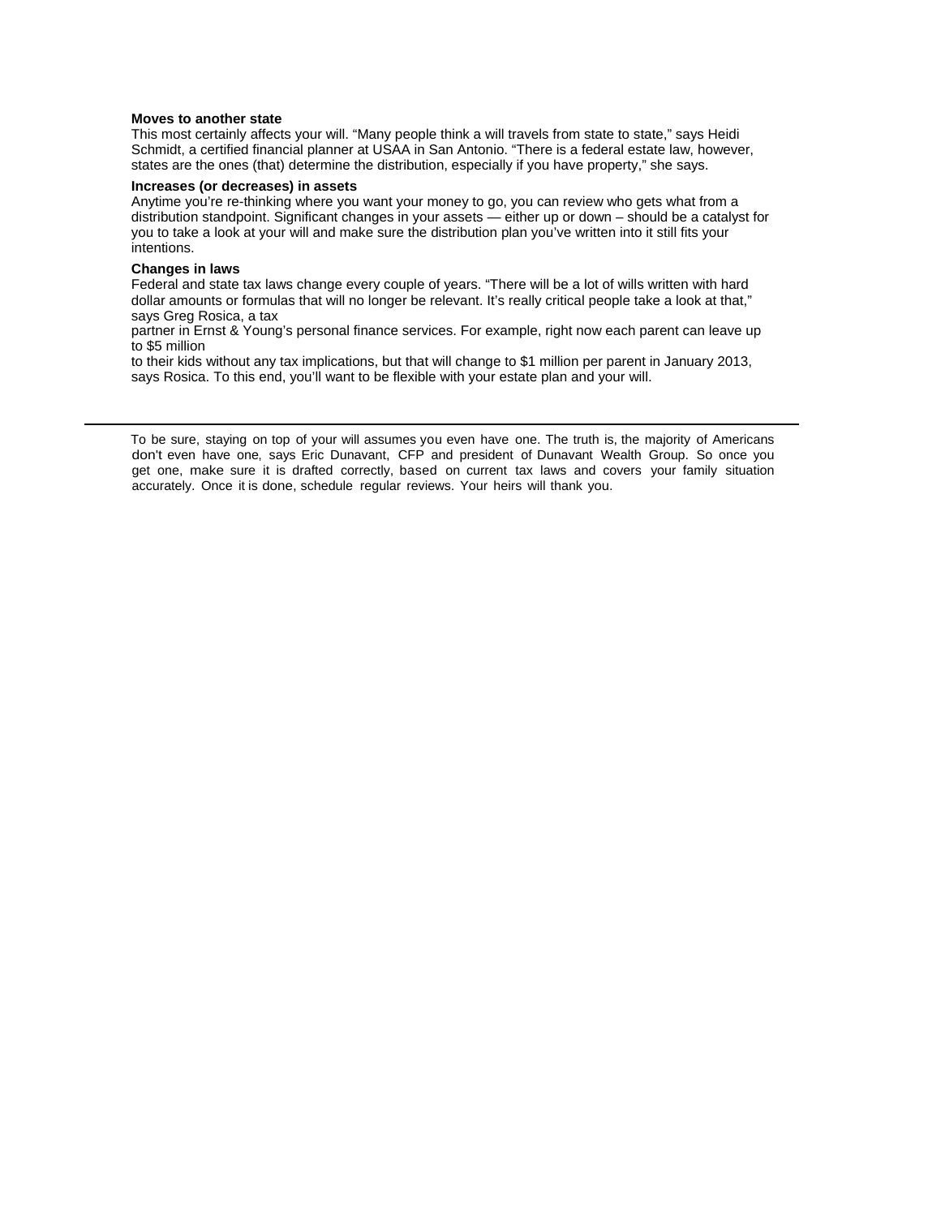**Moves to another state**

This most certainly affects your will. "Many people think a will travels from state to state," says Heidi Schmidt, a certified financial planner at USAA in San Antonio. "There is a federal estate law, however, states are the ones (that) determine the distribution, especially if you have property," she says.

**Increases (or decreases) in assets**

Anytime you're re-thinking where you want your money to go, you can review who gets what from a distribution standpoint. Significant changes in your assets — either up or down – should be a catalyst for you to take a look at your will and make sure the distribution plan you've written into it still fits your intentions.

**Changes in laws**

Federal and state tax laws change every couple of years. "There will be a lot of wills written with hard dollar amounts or formulas that will no longer be relevant. It's really critical people take a look at that," says Greg Rosica, a tax partner in Ernst & Young's personal finance services. For example, right now each parent can leave up to $5 million to their kids without any tax implications, but that will change to $1 million per parent in January 2013, says Rosica. To this end, you'll want to be flexible with your estate plan and your will.

---

To be sure, staying on top of your will assumes you even have one. The truth is, the majority of Americans don't even have one, says Eric Dunavant, CFP and president of Dunavant Wealth Group. So once you get one, make sure it is drafted correctly, based on current tax laws and covers your family situation accurately. Once it is done, schedule regular reviews. Your heirs will thank you.